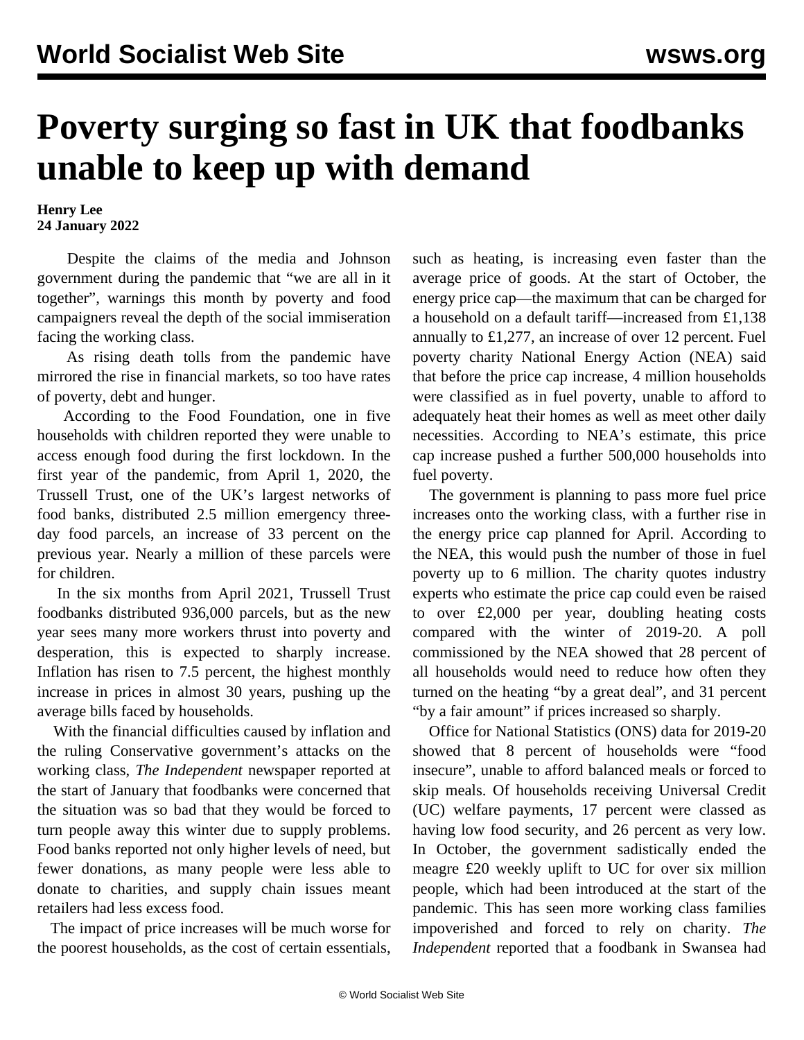# Poverty surging so fast in UK that foodbanks unable to keep up with demand

**Henry Lee**
**24 January 2022**

Despite the claims of the media and Johnson government during the pandemic that "we are all in it together", warnings this month by poverty and food campaigners reveal the depth of the social immiseration facing the working class.

As rising death tolls from the pandemic have mirrored the rise in financial markets, so too have rates of poverty, debt and hunger.

According to the Food Foundation, one in five households with children reported they were unable to access enough food during the first lockdown. In the first year of the pandemic, from April 1, 2020, the Trussell Trust, one of the UK's largest networks of food banks, distributed 2.5 million emergency three-day food parcels, an increase of 33 percent on the previous year. Nearly a million of these parcels were for children.

In the six months from April 2021, Trussell Trust foodbanks distributed 936,000 parcels, but as the new year sees many more workers thrust into poverty and desperation, this is expected to sharply increase. Inflation has risen to 7.5 percent, the highest monthly increase in prices in almost 30 years, pushing up the average bills faced by households.

With the financial difficulties caused by inflation and the ruling Conservative government's attacks on the working class, *The Independent* newspaper reported at the start of January that foodbanks were concerned that the situation was so bad that they would be forced to turn people away this winter due to supply problems. Food banks reported not only higher levels of need, but fewer donations, as many people were less able to donate to charities, and supply chain issues meant retailers had less excess food.

The impact of price increases will be much worse for the poorest households, as the cost of certain essentials, such as heating, is increasing even faster than the average price of goods. At the start of October, the energy price cap—the maximum that can be charged for a household on a default tariff—increased from £1,138 annually to £1,277, an increase of over 12 percent. Fuel poverty charity National Energy Action (NEA) said that before the price cap increase, 4 million households were classified as in fuel poverty, unable to afford to adequately heat their homes as well as meet other daily necessities. According to NEA's estimate, this price cap increase pushed a further 500,000 households into fuel poverty.

The government is planning to pass more fuel price increases onto the working class, with a further rise in the energy price cap planned for April. According to the NEA, this would push the number of those in fuel poverty up to 6 million. The charity quotes industry experts who estimate the price cap could even be raised to over £2,000 per year, doubling heating costs compared with the winter of 2019-20. A poll commissioned by the NEA showed that 28 percent of all households would need to reduce how often they turned on the heating "by a great deal", and 31 percent "by a fair amount" if prices increased so sharply.

Office for National Statistics (ONS) data for 2019-20 showed that 8 percent of households were "food insecure", unable to afford balanced meals or forced to skip meals. Of households receiving Universal Credit (UC) welfare payments, 17 percent were classed as having low food security, and 26 percent as very low. In October, the government sadistically ended the meagre £20 weekly uplift to UC for over six million people, which had been introduced at the start of the pandemic. This has seen more working class families impoverished and forced to rely on charity. *The Independent* reported that a foodbank in Swansea had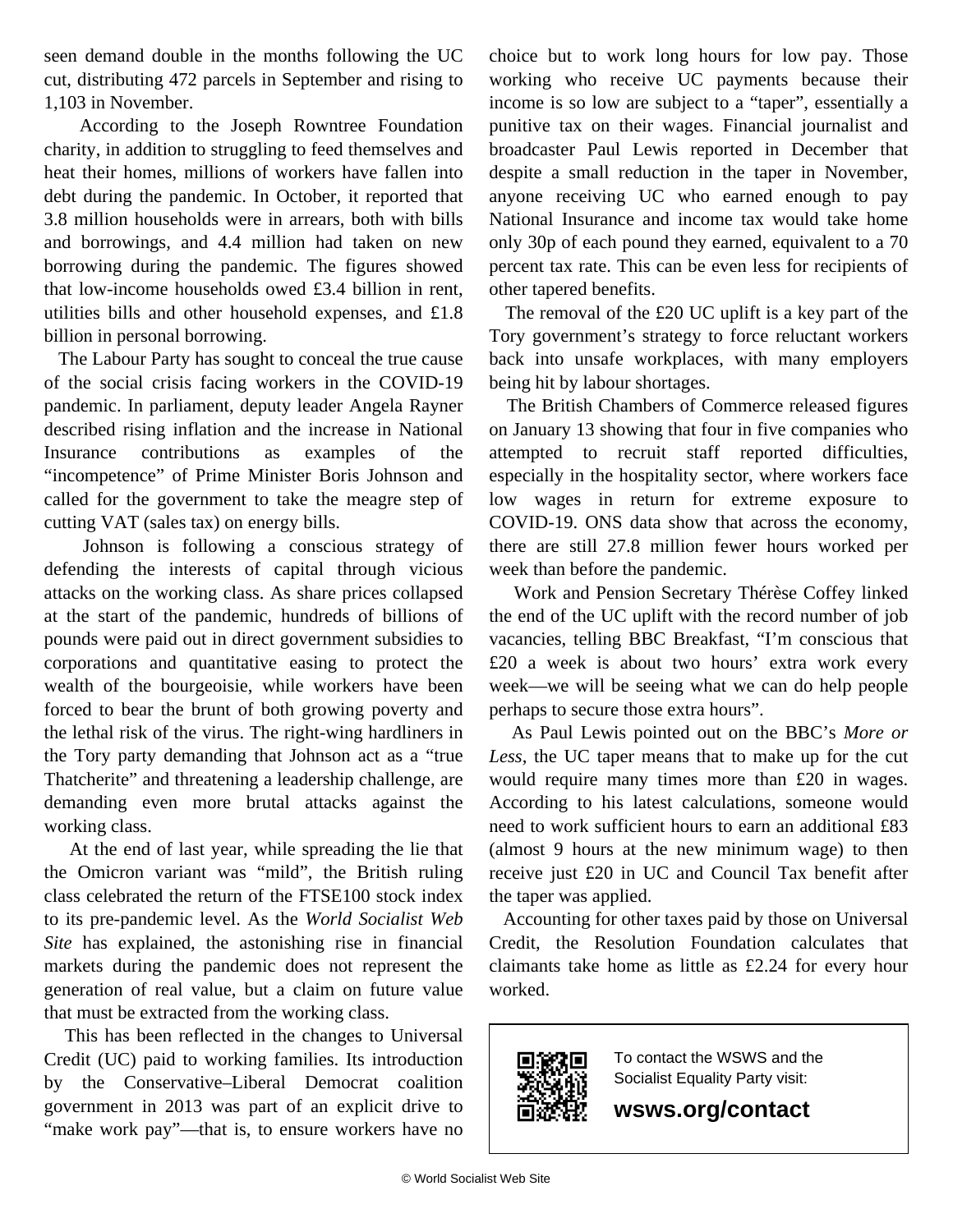seen demand double in the months following the UC cut, distributing 472 parcels in September and rising to 1,103 in November.

According to the Joseph Rowntree Foundation charity, in addition to struggling to feed themselves and heat their homes, millions of workers have fallen into debt during the pandemic. In October, it reported that 3.8 million households were in arrears, both with bills and borrowings, and 4.4 million had taken on new borrowing during the pandemic. The figures showed that low-income households owed £3.4 billion in rent, utilities bills and other household expenses, and £1.8 billion in personal borrowing.

The Labour Party has sought to conceal the true cause of the social crisis facing workers in the COVID-19 pandemic. In parliament, deputy leader Angela Rayner described rising inflation and the increase in National Insurance contributions as examples of the "incompetence" of Prime Minister Boris Johnson and called for the government to take the meagre step of cutting VAT (sales tax) on energy bills.

Johnson is following a conscious strategy of defending the interests of capital through vicious attacks on the working class. As share prices collapsed at the start of the pandemic, hundreds of billions of pounds were paid out in direct government subsidies to corporations and quantitative easing to protect the wealth of the bourgeoisie, while workers have been forced to bear the brunt of both growing poverty and the lethal risk of the virus. The right-wing hardliners in the Tory party demanding that Johnson act as a "true Thatcherite" and threatening a leadership challenge, are demanding even more brutal attacks against the working class.

At the end of last year, while spreading the lie that the Omicron variant was "mild", the British ruling class celebrated the return of the FTSE100 stock index to its pre-pandemic level. As the *World Socialist Web Site* has explained, the astonishing rise in financial markets during the pandemic does not represent the generation of real value, but a claim on future value that must be extracted from the working class.

This has been reflected in the changes to Universal Credit (UC) paid to working families. Its introduction by the Conservative–Liberal Democrat coalition government in 2013 was part of an explicit drive to "make work pay"—that is, to ensure workers have no choice but to work long hours for low pay. Those working who receive UC payments because their income is so low are subject to a "taper", essentially a punitive tax on their wages. Financial journalist and broadcaster Paul Lewis reported in December that despite a small reduction in the taper in November, anyone receiving UC who earned enough to pay National Insurance and income tax would take home only 30p of each pound they earned, equivalent to a 70 percent tax rate. This can be even less for recipients of other tapered benefits.

The removal of the £20 UC uplift is a key part of the Tory government's strategy to force reluctant workers back into unsafe workplaces, with many employers being hit by labour shortages.

The British Chambers of Commerce released figures on January 13 showing that four in five companies who attempted to recruit staff reported difficulties, especially in the hospitality sector, where workers face low wages in return for extreme exposure to COVID-19. ONS data show that across the economy, there are still 27.8 million fewer hours worked per week than before the pandemic.

Work and Pension Secretary Thérèse Coffey linked the end of the UC uplift with the record number of job vacancies, telling BBC Breakfast, "I'm conscious that £20 a week is about two hours' extra work every week—we will be seeing what we can do help people perhaps to secure those extra hours".

As Paul Lewis pointed out on the BBC's *More or Less*, the UC taper means that to make up for the cut would require many times more than £20 in wages. According to his latest calculations, someone would need to work sufficient hours to earn an additional £83 (almost 9 hours at the new minimum wage) to then receive just £20 in UC and Council Tax benefit after the taper was applied.

Accounting for other taxes paid by those on Universal Credit, the Resolution Foundation calculates that claimants take home as little as £2.24 for every hour worked.

To contact the WSWS and the Socialist Equality Party visit:

**wsws.org/contact**